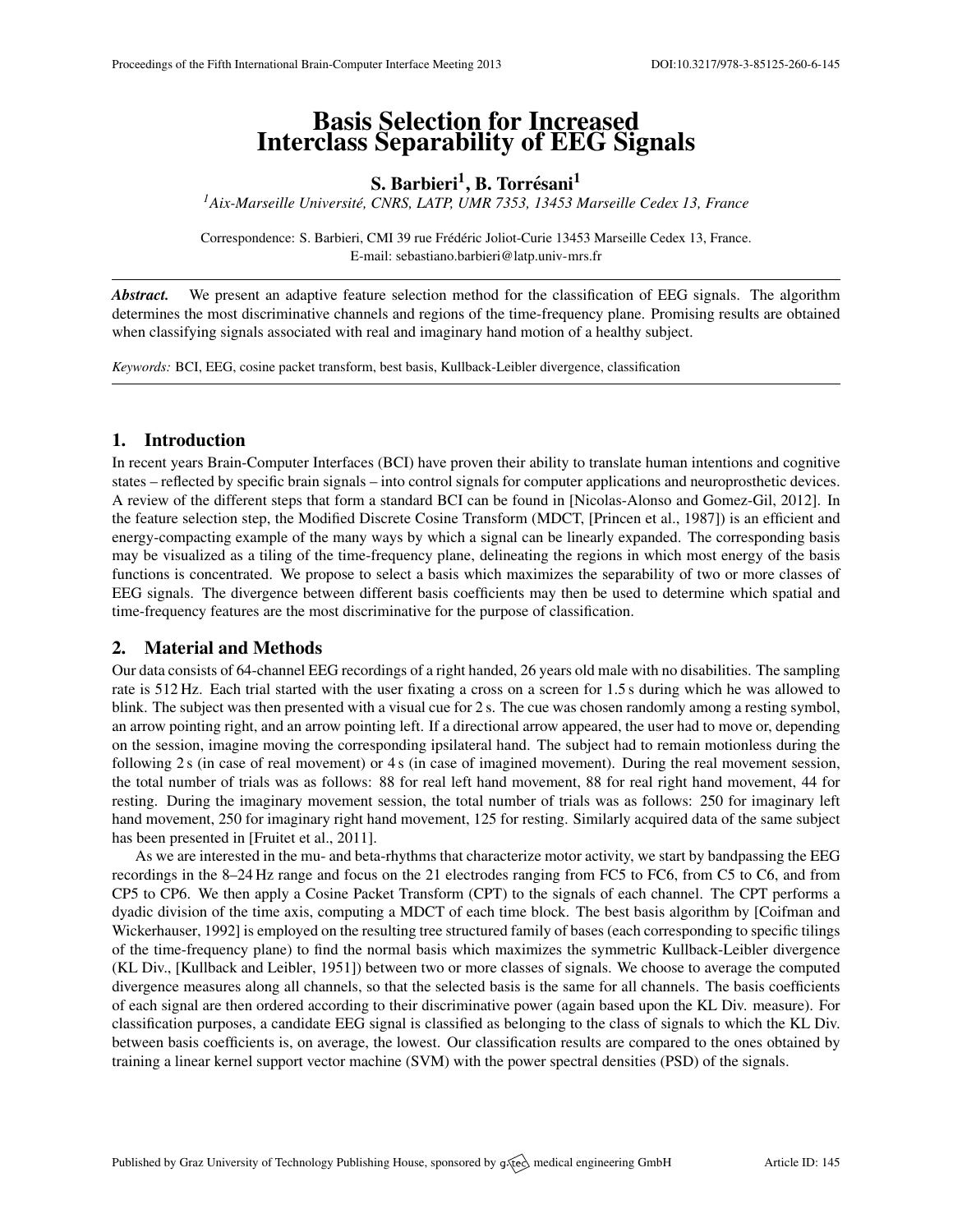# Basis Selection for Increased Interclass Separability of EEG Signals

**S. Barbieri[1], B. Torrésani[1]**

*[1]Aix-Marseille Université, CNRS, LATP, UMR 7353, 13453 Marseille Cedex 13, France*

Correspondence: S. Barbieri, CMI 39 rue Frédéric Joliot-Curie 13453 Marseille Cedex 13, France. E-mail: sebastiano.barbieri@latp.univ-mrs.fr

***Abstract.*** We present an adaptive feature selection method for the classification of EEG signals. The algorithm determines the most discriminative channels and regions of the time-frequency plane. Promising results are obtained when classifying signals associated with real and imaginary hand motion of a healthy subject.

*Keywords:* BCI, EEG, cosine packet transform, best basis, Kullback-Leibler divergence, classification

## 1. Introduction

In recent years Brain-Computer Interfaces (BCI) have proven their ability to translate human intentions and cognitive states – reflected by specific brain signals – into control signals for computer applications and neuroprosthetic devices. A review of the different steps that form a standard BCI can be found in [Nicolas-Alonso and Gomez-Gil, 2012]. In the feature selection step, the Modified Discrete Cosine Transform (MDCT, [Princen et al., 1987]) is an efficient and energy-compacting example of the many ways by which a signal can be linearly expanded. The corresponding basis may be visualized as a tiling of the time-frequency plane, delineating the regions in which most energy of the basis functions is concentrated. We propose to select a basis which maximizes the separability of two or more classes of EEG signals. The divergence between different basis coefficients may then be used to determine which spatial and time-frequency features are the most discriminative for the purpose of classification.

## 2. Material and Methods

Our data consists of 64-channel EEG recordings of a right handed, 26 years old male with no disabilities. The sampling rate is 512 Hz. Each trial started with the user fixating a cross on a screen for 1.5 s during which he was allowed to blink. The subject was then presented with a visual cue for 2 s. The cue was chosen randomly among a resting symbol, an arrow pointing right, and an arrow pointing left. If a directional arrow appeared, the user had to move or, depending on the session, imagine moving the corresponding ipsilateral hand. The subject had to remain motionless during the following 2 s (in case of real movement) or 4 s (in case of imagined movement). During the real movement session, the total number of trials was as follows: 88 for real left hand movement, 88 for real right hand movement, 44 for resting. During the imaginary movement session, the total number of trials was as follows: 250 for imaginary left hand movement, 250 for imaginary right hand movement, 125 for resting. Similarly acquired data of the same subject has been presented in [Fruitet et al., 2011].

As we are interested in the mu- and beta-rhythms that characterize motor activity, we start by bandpassing the EEG recordings in the 8–24 Hz range and focus on the 21 electrodes ranging from FC5 to FC6, from C5 to C6, and from CP5 to CP6. We then apply a Cosine Packet Transform (CPT) to the signals of each channel. The CPT performs a dyadic division of the time axis, computing a MDCT of each time block. The best basis algorithm by [Coifman and Wickerhauser, 1992] is employed on the resulting tree structured family of bases (each corresponding to specific tilings of the time-frequency plane) to find the normal basis which maximizes the symmetric Kullback-Leibler divergence (KL Div., [Kullback and Leibler, 1951]) between two or more classes of signals. We choose to average the computed divergence measures along all channels, so that the selected basis is the same for all channels. The basis coefficients of each signal are then ordered according to their discriminative power (again based upon the KL Div. measure). For classification purposes, a candidate EEG signal is classified as belonging to the class of signals to which the KL Div. between basis coefficients is, on average, the lowest. Our classification results are compared to the ones obtained by training a linear kernel support vector machine (SVM) with the power spectral densities (PSD) of the signals.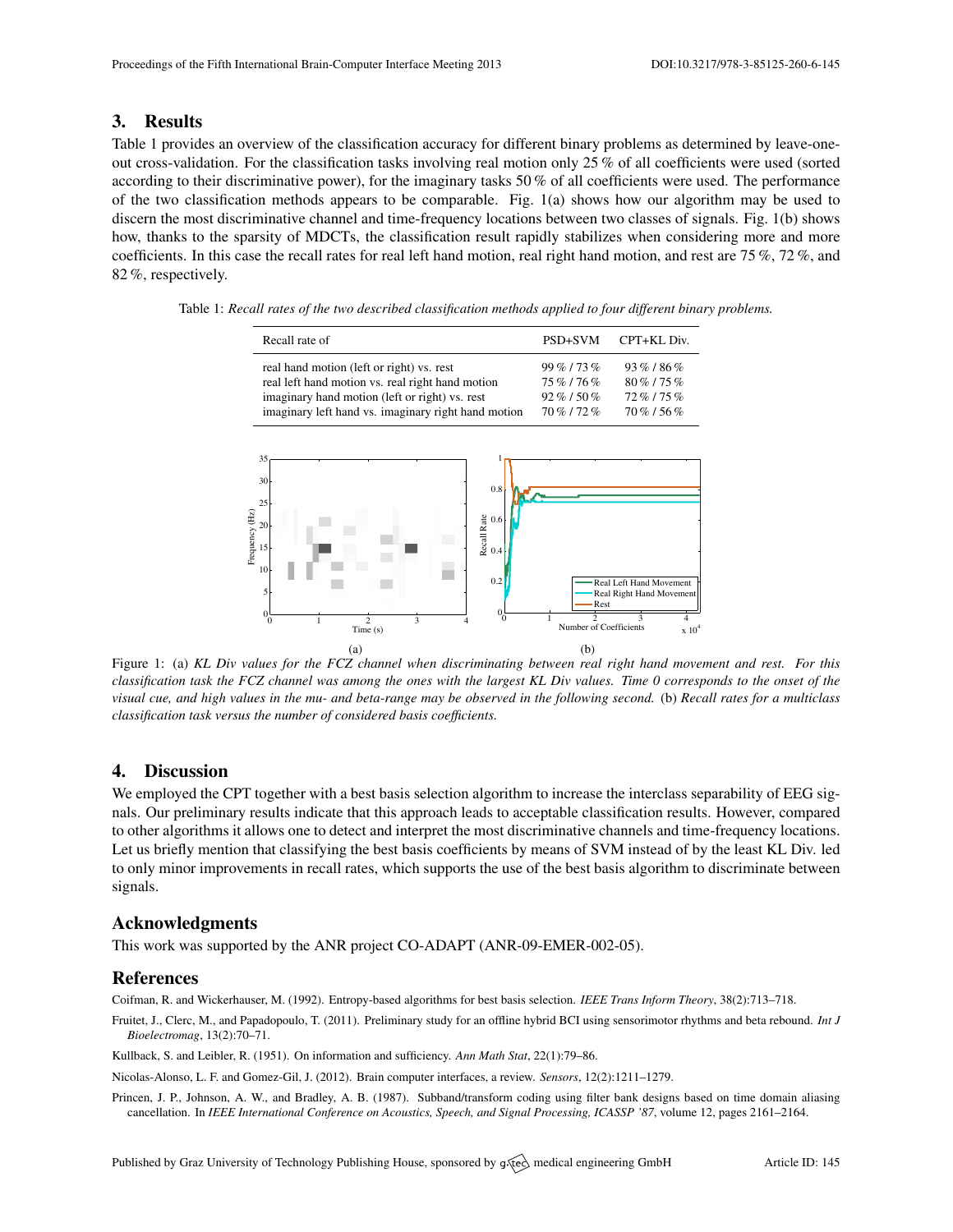## 3. Results

Table 1 provides an overview of the classification accuracy for different binary problems as determined by leave-one-out cross-validation. For the classification tasks involving real motion only 25 % of all coefficients were used (sorted according to their discriminative power), for the imaginary tasks 50 % of all coefficients were used. The performance of the two classification methods appears to be comparable. Fig. 1(a) shows how our algorithm may be used to discern the most discriminative channel and time-frequency locations between two classes of signals. Fig. 1(b) shows how, thanks to the sparsity of MDCTs, the classification result rapidly stabilizes when considering more and more coefficients. In this case the recall rates for real left hand motion, real right hand motion, and rest are 75 %, 72 %, and 82 %, respectively.

Table 1: *Recall rates of the two described classification methods applied to four different binary problems.*

| Recall rate of | PSD+SVM | CPT+KL Div. |
|---|---|---|
| real hand motion (left or right) vs. rest | 99 % / 73 % | 93 % / 86 % |
| real left hand motion vs. real right hand motion | 75 % / 76 % | 80 % / 75 % |
| imaginary hand motion (left or right) vs. rest | 92 % / 50 % | 72 % / 75 % |
| imaginary left hand vs. imaginary right hand motion | 70 % / 72 % | 70 % / 56 % |

Frequency (Hz)
35
30
25
20
15
10
5
0
0 1 2 3 4
Time (s)
(a)

Recall Rate
1
0.8
0.6
0.4
0.2
0
0 1 2 3 4
Number of Coefficients
x 10^4
Real Left Hand Movement
Real Right Hand Movement
Rest
(b)

Figure 1: (a) *KL Div values for the FCZ channel when discriminating between real right hand movement and rest. For this classification task the FCZ channel was among the ones with the largest KL Div values. Time 0 corresponds to the onset of the visual cue, and high values in the mu- and beta-range may be observed in the following second.* (b) *Recall rates for a multiclass classification task versus the number of considered basis coefficients.*

## 4. Discussion

We employed the CPT together with a best basis selection algorithm to increase the interclass separability of EEG signals. Our preliminary results indicate that this approach leads to acceptable classification results. However, compared to other algorithms it allows one to detect and interpret the most discriminative channels and time-frequency locations. Let us briefly mention that classifying the best basis coefficients by means of SVM instead of by the least KL Div. led to only minor improvements in recall rates, which supports the use of the best basis algorithm to discriminate between signals.

## Acknowledgments

This work was supported by the ANR project CO-ADAPT (ANR-09-EMER-002-05).

## References

Coifman, R. and Wickerhauser, M. (1992). Entropy-based algorithms for best basis selection. *IEEE Trans Inform Theory*, 38(2):713–718.

Fruitet, J., Clerc, M., and Papadopoulo, T. (2011). Preliminary study for an offline hybrid BCI using sensorimotor rhythms and beta rebound. *Int J Bioelectromag*, 13(2):70–71.

Kullback, S. and Leibler, R. (1951). On information and sufficiency. *Ann Math Stat*, 22(1):79–86.

Nicolas-Alonso, L. F. and Gomez-Gil, J. (2012). Brain computer interfaces, a review. *Sensors*, 12(2):1211–1279.

Princen, J. P., Johnson, A. W., and Bradley, A. B. (1987). Subband/transform coding using filter bank designs based on time domain aliasing cancellation. In *IEEE International Conference on Acoustics, Speech, and Signal Processing, ICASSP '87*, volume 12, pages 2161–2164.